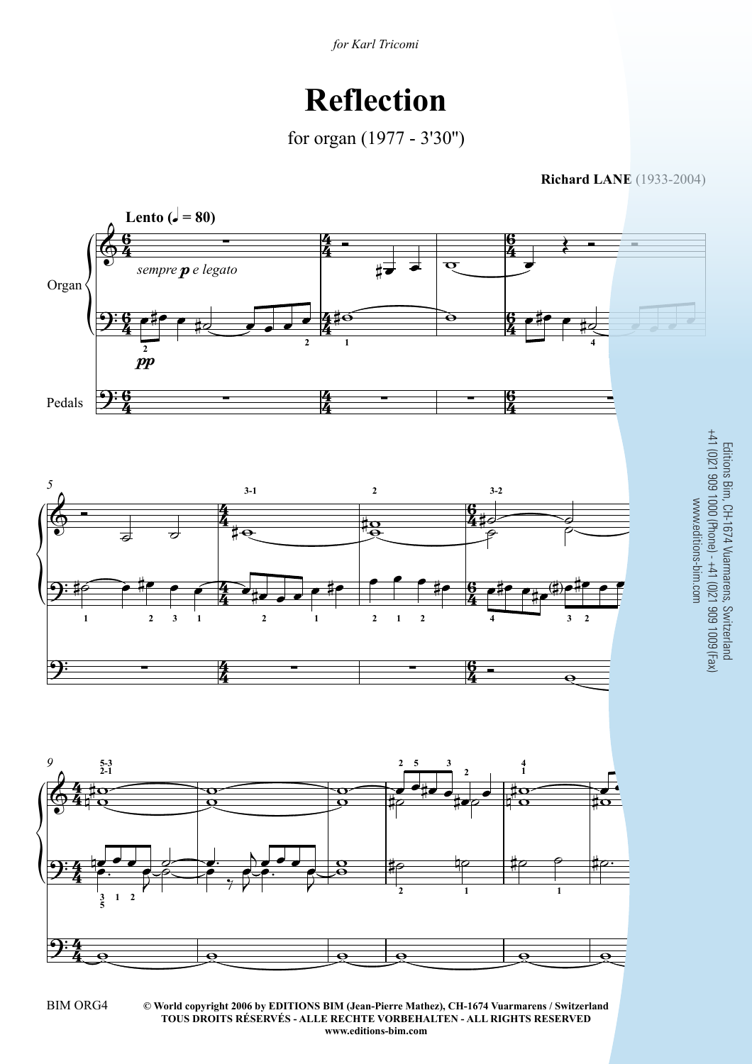*for Karl Tricomi*

# Reflection

for organ (1977 - 3'30")

**Richard LANE** (1933-2004)

**Lento (♩ = 80)**

*sempre* ***p*** *e legato*

Organ

***pp***

Pedals

Editions Bim, CH-1674 Vuarmarens, Switzerland
+41 (0)21 909 1000 (Phone) - +41 (0)21 909 1009 (Fax)
www.editions-bim.com

BIM ORG4

© World copyright 2006 by EDITIONS BIM (Jean-Pierre Mathez), CH-1674 Vuarmarens / Switzerland
TOUS DROITS RÉSERVÉS - ALLE RECHTE VORBEHALTEN - ALL RIGHTS RESERVED
www.editions-bim.com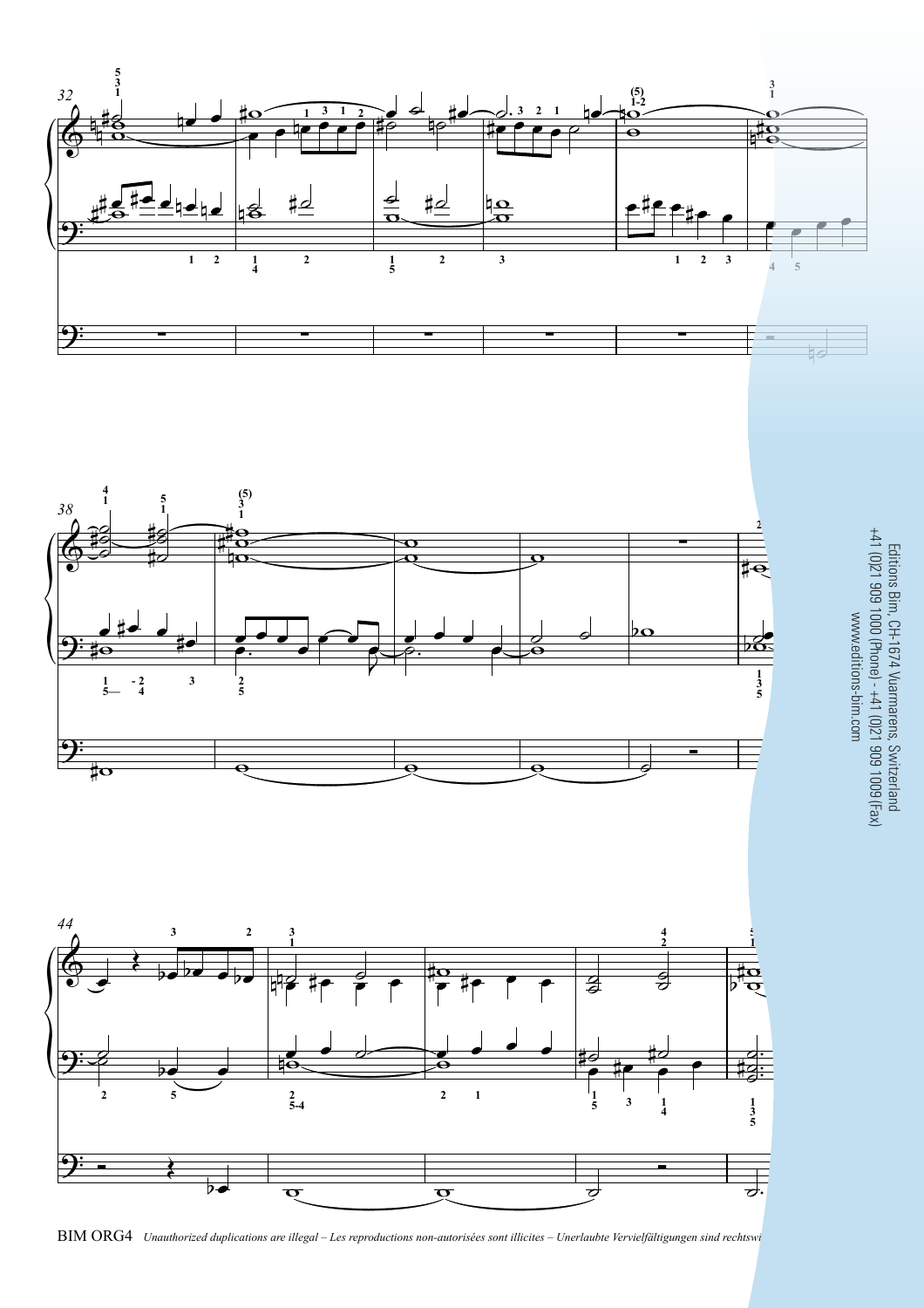Editions Bim, CH-1674 Vuarmarens, Switzerland
+41 (0)21 909 1000 (Phone) - +41 (0)21 909 1009 (Fax)
www.editions-bim.com

BIM ORG4 *Unauthorized duplications are illegal – Les reproductions non-autorisées sont illicites – Unerlaubte Vervielfältigungen sind rechtswi*